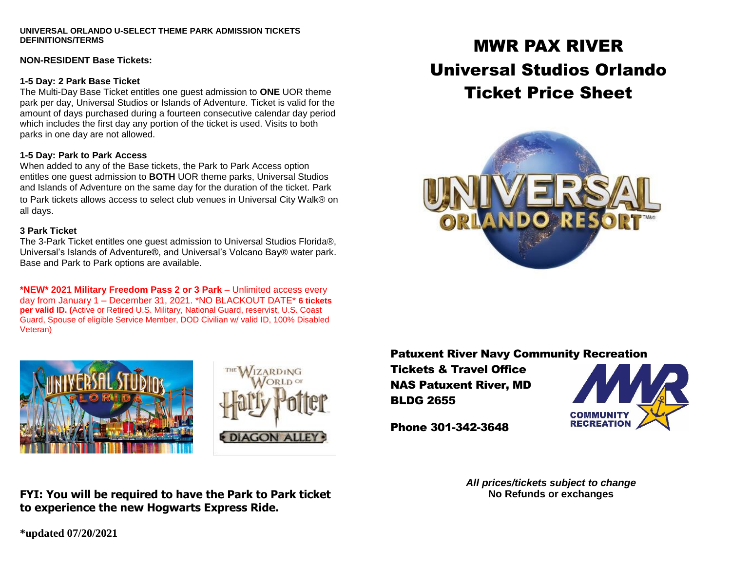**UNIVERSAL ORLANDO U-SELECT THEME PARK ADMISSION TICKETS DEFINITIONS/TERMS**

**NON-RESIDENT Base Tickets:**

**1-5 Day: 2 Park Base Ticket**

The Multi-Day Base Ticket entitles one guest admission to **ONE** UOR theme park per day, Universal Studios or Islands of Adventure. Ticket is valid for the amount of days purchased during a fourteen consecutive calendar day period which includes the first day any portion of the ticket is used. Visits to both parks in one day are not allowed.

**1-5 Day: Park to Park Access**

When added to any of the Base tickets, the Park to Park Access option entitles one guest admission to **BOTH** UOR theme parks, Universal Studios and Islands of Adventure on the same day for the duration of the ticket. Park to Park tickets allows access to select club venues in Universal City Walk® on all days.

**3 Park Ticket**

The 3-Park Ticket entitles one guest admission to Universal Studios Florida®, Universal's Islands of Adventure®, and Universal's Volcano Bay® water park. Base and Park to Park options are available.

**\*NEW\* 2021 Military Freedom Pass 2 or 3 Park** – Unlimited access every day from January 1 – December 31, 2021. \*NO BLACKOUT DATE\* **6 tickets per valid ID. (**Active or Retired U.S. Military, National Guard, reservist, U.S. Coast Guard, Spouse of eligible Service Member, DOD Civilian w/ valid ID, 100% Disabled Veteran)

**FYI: You will be required to have the Park to Park ticket to experience the new Hogwarts Express Ride.**

**\*updated 07/20/2021**

# MWR PAX RIVER
# Universal Studios Orlando
# Ticket Price Sheet

**Patuxent River Navy Community Recreation**
**Tickets & Travel Office**
**NAS Patuxent River, MD**
**BLDG 2655**

**Phone 301-342-3648**

***All prices/tickets subject to change***
**No Refunds or exchanges**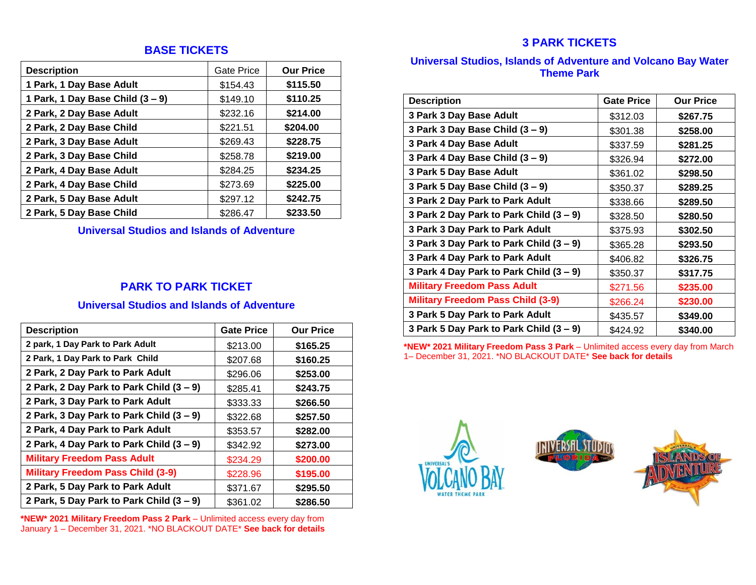## BASE TICKETS

| Description | Gate Price | Our Price |
|---|---|---|
| 1 Park, 1 Day Base Adult | $154.43 | **$115.50** |
| 1 Park, 1 Day Base Child (3 – 9) | $149.10 | **$110.25** |
| 2 Park, 2 Day Base Adult | $232.16 | **$214.00** |
| 2 Park, 2 Day Base Child | $221.51 | **$204.00** |
| 2 Park, 3 Day Base Adult | $269.43 | **$228.75** |
| 2 Park, 3 Day Base Child | $258.78 | **$219.00** |
| 2 Park, 4 Day Base Adult | $284.25 | **$234.25** |
| 2 Park, 4 Day Base Child | $273.69 | **$225.00** |
| 2 Park, 5 Day Base Adult | $297.12 | **$242.75** |
| 2 Park, 5 Day Base Child | $286.47 | **$233.50** |

**Universal Studios and Islands of Adventure**

## PARK TO PARK TICKET

**Universal Studios and Islands of Adventure**

| Description | Gate Price | Our Price |
|---|---|---|
| 2 park, 1 Day Park to Park Adult | $213.00 | **$165.25** |
| 2 Park, 1 Day Park to Park Child | $207.68 | **$160.25** |
| 2 Park, 2 Day Park to Park Adult | $296.06 | **$253.00** |
| 2 Park, 2 Day Park to Park Child (3 – 9) | $285.41 | **$243.75** |
| 2 Park, 3 Day Park to Park Adult | $333.33 | **$266.50** |
| 2 Park, 3 Day Park to Park Child (3 – 9) | $322.68 | **$257.50** |
| 2 Park, 4 Day Park to Park Adult | $353.57 | **$282.00** |
| 2 Park, 4 Day Park to Park Child (3 – 9) | $342.92 | **$273.00** |
| Military Freedom Pass Adult | $234.29 | **$200.00** |
| Military Freedom Pass Child (3-9) | $228.96 | **$195.00** |
| 2 Park, 5 Day Park to Park Adult | $371.67 | **$295.50** |
| 2 Park, 5 Day Park to Park Child (3 – 9) | $361.02 | **$286.50** |

***NEW* 2021 Military Freedom Pass 2 Park** – Unlimited access every day from January 1 – December 31, 2021. *NO BLACKOUT DATE* **See back for details**

## 3 PARK TICKETS

**Universal Studios, Islands of Adventure and Volcano Bay Water Theme Park**

| Description | Gate Price | Our Price |
|---|---|---|
| 3 Park 3 Day Base Adult | $312.03 | **$267.75** |
| 3 Park 3 Day Base Child (3 – 9) | $301.38 | **$258.00** |
| 3 Park 4 Day Base Adult | $337.59 | **$281.25** |
| 3 Park 4 Day Base Child (3 – 9) | $326.94 | **$272.00** |
| 3 Park 5 Day Base Adult | $361.02 | **$298.50** |
| 3 Park 5 Day Base Child (3 – 9) | $350.37 | **$289.25** |
| 3 Park 2 Day Park to Park Adult | $338.66 | **$289.50** |
| 3 Park 2 Day Park to Park Child (3 – 9) | $328.50 | **$280.50** |
| 3 Park 3 Day Park to Park Adult | $375.93 | **$302.50** |
| 3 Park 3 Day Park to Park Child (3 – 9) | $365.28 | **$293.50** |
| 3 Park 4 Day Park to Park Adult | $406.82 | **$326.75** |
| 3 Park 4 Day Park to Park Child (3 – 9) | $350.37 | **$317.75** |
| Military Freedom Pass Adult | $271.56 | **$235.00** |
| Military Freedom Pass Child (3-9) | $266.24 | **$230.00** |
| 3 Park 5 Day Park to Park Adult | $435.57 | **$349.00** |
| 3 Park 5 Day Park to Park Child (3 – 9) | $424.92 | **$340.00** |

***NEW* 2021 Military Freedom Pass 3 Park** – Unlimited access every day from March 1– December 31, 2021. *NO BLACKOUT DATE* **See back for details**